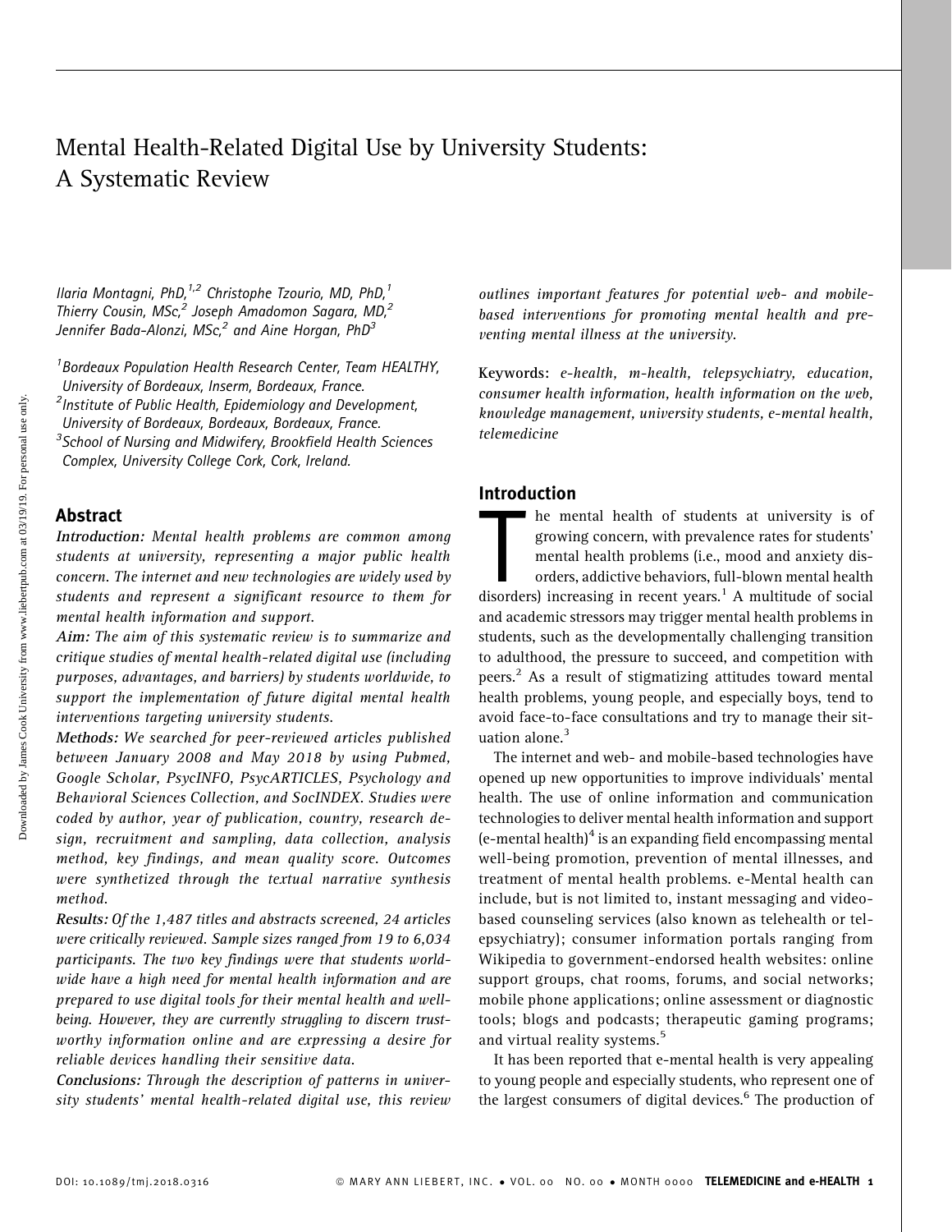# Mental Health-Related Digital Use by University Students: A Systematic Review

*Ilaria Montagni, PhD,[1,2] Christophe Tzourio, MD, PhD,[1] Thierry Cousin, MSc,[2] Joseph Amadomon Sagara, MD,[2] Jennifer Bada-Alonzi, MSc,[2] and Aine Horgan, PhD[3]*

[1]Bordeaux Population Health Research Center, Team HEALTHY, University of Bordeaux, Inserm, Bordeaux, France.
[2]Institute of Public Health, Epidemiology and Development, University of Bordeaux, Bordeaux, Bordeaux, France.
[3]School of Nursing and Midwifery, Brookfield Health Sciences Complex, University College Cork, Cork, Ireland.

## Abstract

***Introduction:*** *Mental health problems are common among students at university, representing a major public health concern. The internet and new technologies are widely used by students and represent a significant resource to them for mental health information and support.*

***Aim:*** *The aim of this systematic review is to summarize and critique studies of mental health-related digital use (including purposes, advantages, and barriers) by students worldwide, to support the implementation of future digital mental health interventions targeting university students.*

***Methods:*** *We searched for peer-reviewed articles published between January 2008 and May 2018 by using Pubmed, Google Scholar, PsycINFO, PsycARTICLES, Psychology and Behavioral Sciences Collection, and SocINDEX. Studies were coded by author, year of publication, country, research design, recruitment and sampling, data collection, analysis method, key findings, and mean quality score. Outcomes were synthetized through the textual narrative synthesis method.*

***Results:*** *Of the 1,487 titles and abstracts screened, 24 articles were critically reviewed. Sample sizes ranged from 19 to 6,034 participants. The two key findings were that students worldwide have a high need for mental health information and are prepared to use digital tools for their mental health and well-being. However, they are currently struggling to discern trustworthy information online and are expressing a desire for reliable devices handling their sensitive data.*

***Conclusions:*** *Through the description of patterns in university students' mental health-related digital use, this review outlines important features for potential web- and mobile-based interventions for promoting mental health and preventing mental illness at the university.*

**Keywords:** *e-health, m-health, telepsychiatry, education, consumer health information, health information on the web, knowledge management, university students, e-mental health, telemedicine*

## Introduction

The mental health of students at university is of growing concern, with prevalence rates for students' mental health problems (i.e., mood and anxiety disorders, addictive behaviors, full-blown mental health disorders) increasing in recent years.[1] A multitude of social and academic stressors may trigger mental health problems in students, such as the developmentally challenging transition to adulthood, the pressure to succeed, and competition with peers.[2] As a result of stigmatizing attitudes toward mental health problems, young people, and especially boys, tend to avoid face-to-face consultations and try to manage their situation alone.[3]

The internet and web- and mobile-based technologies have opened up new opportunities to improve individuals' mental health. The use of online information and communication technologies to deliver mental health information and support (e-mental health)[4] is an expanding field encompassing mental well-being promotion, prevention of mental illnesses, and treatment of mental health problems. e-Mental health can include, but is not limited to, instant messaging and video-based counseling services (also known as telehealth or telepsychiatry); consumer information portals ranging from Wikipedia to government-endorsed health websites: online support groups, chat rooms, forums, and social networks; mobile phone applications; online assessment or diagnostic tools; blogs and podcasts; therapeutic gaming programs; and virtual reality systems.[5]

It has been reported that e-mental health is very appealing to young people and especially students, who represent one of the largest consumers of digital devices.[6] The production of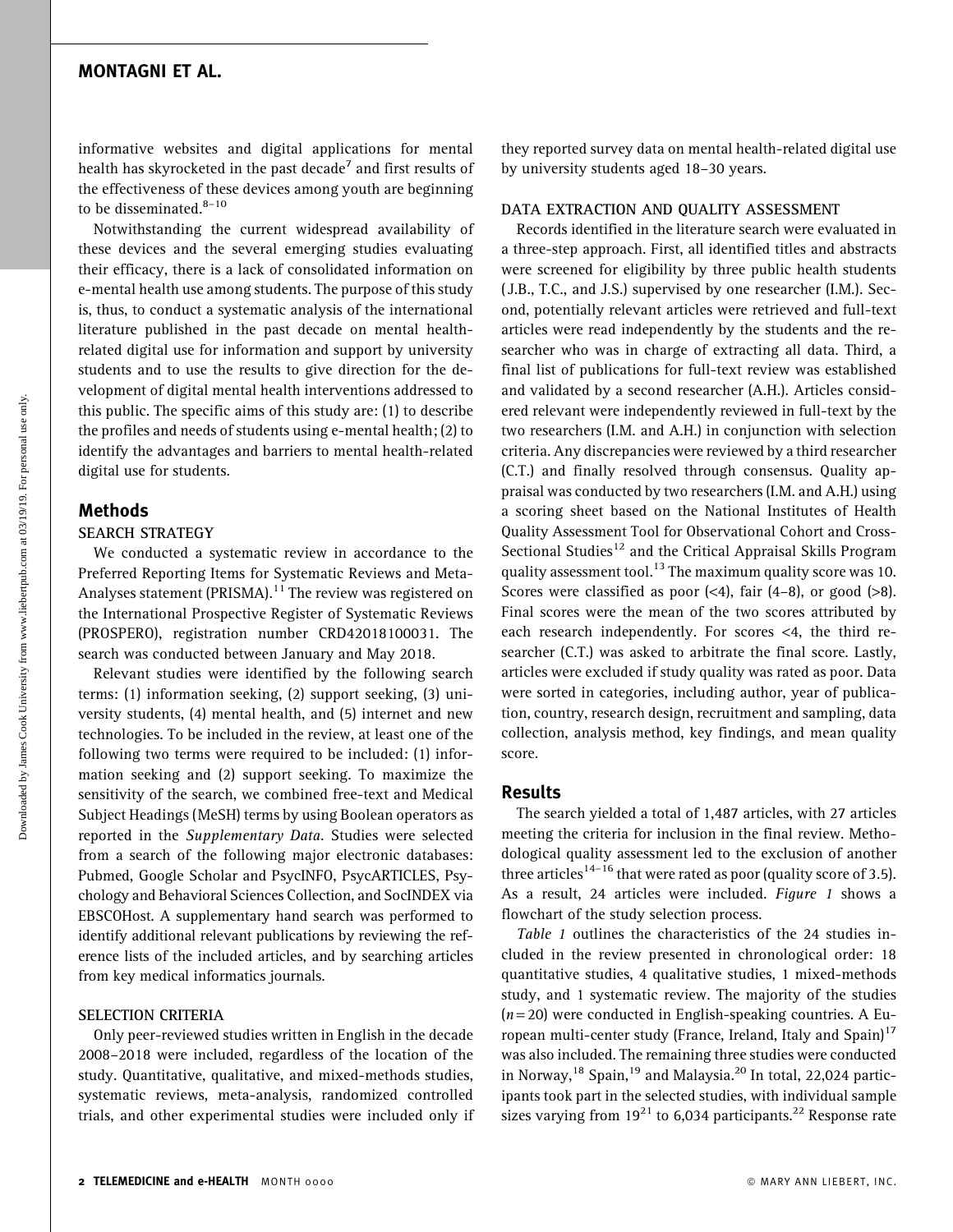informative websites and digital applications for mental health has skyrocketed in the past decade[7] and first results of the effectiveness of these devices among youth are beginning to be disseminated.[8–10]

Notwithstanding the current widespread availability of these devices and the several emerging studies evaluating their efficacy, there is a lack of consolidated information on e-mental health use among students. The purpose of this study is, thus, to conduct a systematic analysis of the international literature published in the past decade on mental health-related digital use for information and support by university students and to use the results to give direction for the development of digital mental health interventions addressed to this public. The specific aims of this study are: (1) to describe the profiles and needs of students using e-mental health; (2) to identify the advantages and barriers to mental health-related digital use for students.

## Methods

### SEARCH STRATEGY

We conducted a systematic review in accordance to the Preferred Reporting Items for Systematic Reviews and Meta-Analyses statement (PRISMA).[11] The review was registered on the International Prospective Register of Systematic Reviews (PROSPERO), registration number CRD42018100031. The search was conducted between January and May 2018.

Relevant studies were identified by the following search terms: (1) information seeking, (2) support seeking, (3) university students, (4) mental health, and (5) internet and new technologies. To be included in the review, at least one of the following two terms were required to be included: (1) information seeking and (2) support seeking. To maximize the sensitivity of the search, we combined free-text and Medical Subject Headings (MeSH) terms by using Boolean operators as reported in the *Supplementary Data*. Studies were selected from a search of the following major electronic databases: Pubmed, Google Scholar and PsycINFO, PsycARTICLES, Psychology and Behavioral Sciences Collection, and SocINDEX via EBSCOHost. A supplementary hand search was performed to identify additional relevant publications by reviewing the reference lists of the included articles, and by searching articles from key medical informatics journals.

### SELECTION CRITERIA

Only peer-reviewed studies written in English in the decade 2008–2018 were included, regardless of the location of the study. Quantitative, qualitative, and mixed-methods studies, systematic reviews, meta-analysis, randomized controlled trials, and other experimental studies were included only if they reported survey data on mental health-related digital use by university students aged 18–30 years.

### DATA EXTRACTION AND QUALITY ASSESSMENT

Records identified in the literature search were evaluated in a three-step approach. First, all identified titles and abstracts were screened for eligibility by three public health students (J.B., T.C., and J.S.) supervised by one researcher (I.M.). Second, potentially relevant articles were retrieved and full-text articles were read independently by the students and the researcher who was in charge of extracting all data. Third, a final list of publications for full-text review was established and validated by a second researcher (A.H.). Articles considered relevant were independently reviewed in full-text by the two researchers (I.M. and A.H.) in conjunction with selection criteria. Any discrepancies were reviewed by a third researcher (C.T.) and finally resolved through consensus. Quality appraisal was conducted by two researchers (I.M. and A.H.) using a scoring sheet based on the National Institutes of Health Quality Assessment Tool for Observational Cohort and Cross-Sectional Studies[12] and the Critical Appraisal Skills Program quality assessment tool.[13] The maximum quality score was 10. Scores were classified as poor (<4), fair (4–8), or good (>8). Final scores were the mean of the two scores attributed by each research independently. For scores <4, the third researcher (C.T.) was asked to arbitrate the final score. Lastly, articles were excluded if study quality was rated as poor. Data were sorted in categories, including author, year of publication, country, research design, recruitment and sampling, data collection, analysis method, key findings, and mean quality score.

## Results

The search yielded a total of 1,487 articles, with 27 articles meeting the criteria for inclusion in the final review. Methodological quality assessment led to the exclusion of another three articles[14–16] that were rated as poor (quality score of 3.5). As a result, 24 articles were included. *Figure 1* shows a flowchart of the study selection process.

*Table 1* outlines the characteristics of the 24 studies included in the review presented in chronological order: 18 quantitative studies, 4 qualitative studies, 1 mixed-methods study, and 1 systematic review. The majority of the studies ($n=20$) were conducted in English-speaking countries. A European multi-center study (France, Ireland, Italy and Spain)[17] was also included. The remaining three studies were conducted in Norway,[18] Spain,[19] and Malaysia.[20] In total, 22,024 participants took part in the selected studies, with individual sample sizes varying from 19[21] to 6,034 participants.[22] Response rate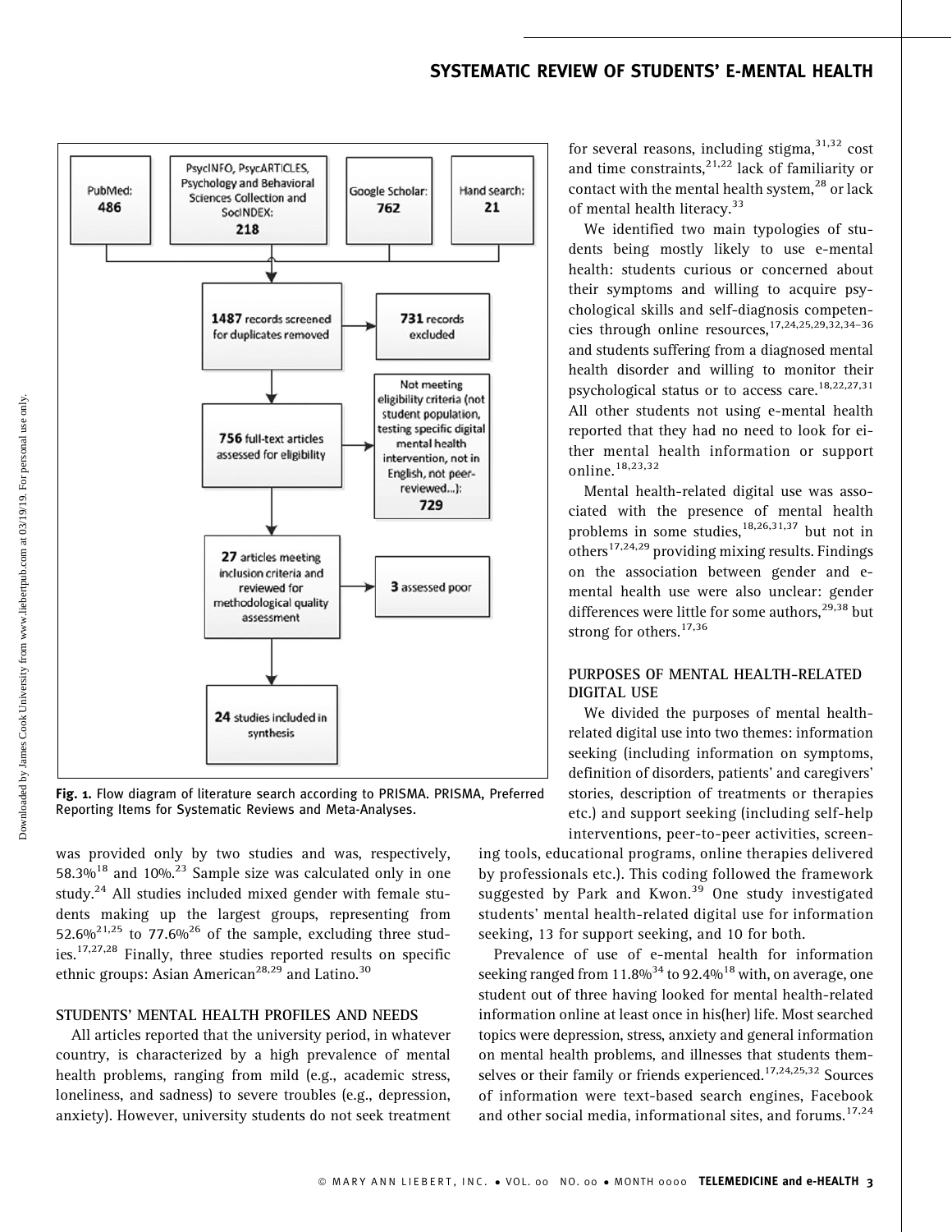PubMed: 486

PsycINFO, PsycARTICLES, Psychology and Behavioral Sciences Collection and SocINDEX: 218

Google Scholar: 762

Hand search: 21

1487 records screened for duplicates removed → 731 records excluded

756 full-text articles assessed for eligibility → Not meeting eligibility criteria (not student population, testing specific digital mental health intervention, not in English, not peer-reviewed...): 729

27 articles meeting inclusion criteria and reviewed for methodological quality assessment → 3 assessed poor

24 studies included in synthesis

**Fig. 1.** Flow diagram of literature search according to PRISMA. PRISMA, Preferred Reporting Items for Systematic Reviews and Meta-Analyses.

was provided only by two studies and was, respectively, 58.3%[18] and 10%.[23] Sample size was calculated only in one study.[24] All studies included mixed gender with female students making up the largest groups, representing from 52.6%[21,25] to 77.6%[26] of the sample, excluding three studies.[17,27,28] Finally, three studies reported results on specific ethnic groups: Asian American[28,29] and Latino.[30]

## STUDENTS' MENTAL HEALTH PROFILES AND NEEDS

All articles reported that the university period, in whatever country, is characterized by a high prevalence of mental health problems, ranging from mild (e.g., academic stress, loneliness, and sadness) to severe troubles (e.g., depression, anxiety). However, university students do not seek treatment for several reasons, including stigma,[31,32] cost and time constraints,[21,22] lack of familiarity or contact with the mental health system,[28] or lack of mental health literacy.[33]

We identified two main typologies of students being mostly likely to use e-mental health: students curious or concerned about their symptoms and willing to acquire psychological skills and self-diagnosis competencies through online resources,[17,24,25,29,32,34–36] and students suffering from a diagnosed mental health disorder and willing to monitor their psychological status or to access care.[18,22,27,31] All other students not using e-mental health reported that they had no need to look for either mental health information or support online.[18,23,32]

Mental health-related digital use was associated with the presence of mental health problems in some studies,[18,26,31,37] but not in others[17,24,29] providing mixing results. Findings on the association between gender and e-mental health use were also unclear: gender differences were little for some authors,[29,38] but strong for others.[17,36]

## PURPOSES OF MENTAL HEALTH-RELATED DIGITAL USE

We divided the purposes of mental health-related digital use into two themes: information seeking (including information on symptoms, definition of disorders, patients' and caregivers' stories, description of treatments or therapies etc.) and support seeking (including self-help interventions, peer-to-peer activities, screening tools, educational programs, online therapies delivered by professionals etc.). This coding followed the framework suggested by Park and Kwon.[39] One study investigated students' mental health-related digital use for information seeking, 13 for support seeking, and 10 for both.

Prevalence of use of e-mental health for information seeking ranged from 11.8%[34] to 92.4%[18] with, on average, one student out of three having looked for mental health-related information online at least once in his(her) life. Most searched topics were depression, stress, anxiety and general information on mental health problems, and illnesses that students themselves or their family or friends experienced.[17,24,25,32] Sources of information were text-based search engines, Facebook and other social media, informational sites, and forums.[17,24]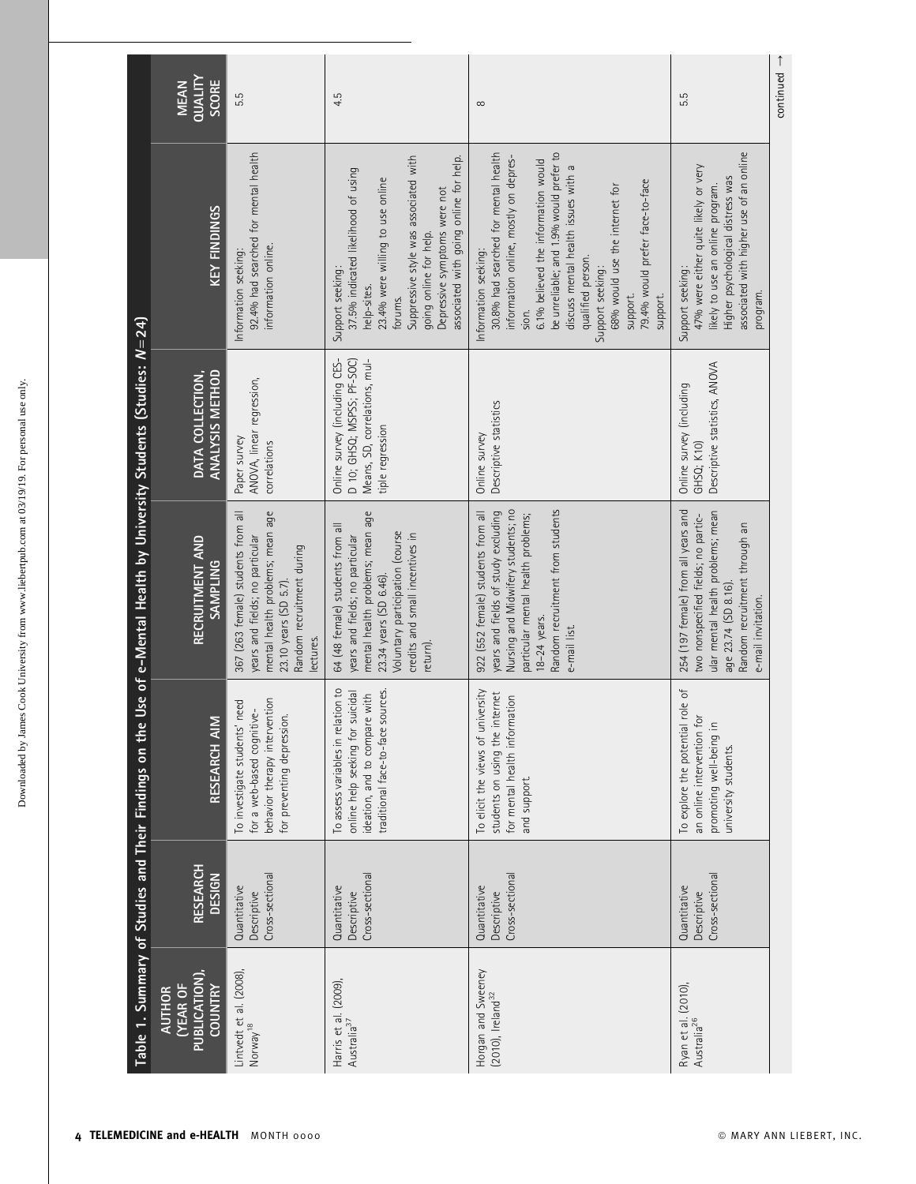Table 1. Summary of Studies and Their Findings on the Use of e-Mental Health by University Students (Studies: $N=24$)

| AUTHOR (YEAR OF PUBLICATION), COUNTRY | RESEARCH DESIGN | RESEARCH AIM | RECRUITMENT AND SAMPLING | DATA COLLECTION, ANALYSIS METHOD | KEY FINDINGS | MEAN QUALITY SCORE |
|---|---|---|---|---|---|---|
| Lintvedt et al. (2008), Norway[18] | Quantitative Descriptive Cross-sectional | To investigate students' need for a web-based cognitive-behavior therapy intervention for preventing depression. | 367 (263 female) students from all years and fields; no particular mental health problems; mean age 23.10 years (SD 5.7). Random recruitment during lectures. | Paper survey ANOVA, linear regression, correlations | Information seeking: 92.4% had searched for mental health information online. | 5.5 |
| Harris et al. (2009), Australia[37] | Quantitative Descriptive Cross-sectional | To assess variables in relation to online help seeking for suicidal ideation, and to compare with traditional face-to-face sources. | 64 (48 female) students from all years and fields; no particular mental health problems; mean age 23.34 years (SD 6.46). Voluntary participation (course credits and small incentives in return). | Online survey (including CES-D 10; GHSQ; MSPSS; PF-SOC) Means, SD, correlations, multiple regression | Support seeking: 37.5% indicated likelihood of using help-sites. 23.4% were willing to use online forums. Suppressive style was associated with going online for help. Depressive symptoms were not associated with going online for help. | 4.5 |
| Horgan and Sweeney (2010), Ireland[32] | Quantitative Descriptive Cross-sectional | To elicit the views of university students on using the internet for mental health information and support. | 922 (552 female) students from all years and fields of study excluding Nursing and Midwifery students; no particular mental health problems; 18–24 years. Random recruitment from students e-mail list. | Online survey Descriptive statistics | Information seeking: 30.8% had searched for mental health information online, mostly on depression. 6.1% believed the information would be unreliable; and 1.9% would prefer to discuss mental health issues with a qualified person. Support seeking: 68% would use the internet for support. 79.4% would prefer face-to-face support. | 8 |
| Ryan et al. (2010), Australia[26] | Quantitative Descriptive Cross-sectional | To explore the potential role of an online intervention for promoting well-being in university students. | 254 (197 female) from all years and two nonspecified fields; no particular mental health problems; mean age 23.74 (SD 8.16). Random recruitment through an e-mail invitation. | Online survey (including GHSQ; K10) Descriptive statistics, ANOVA | Support seeking: 47% were either quite likely or very likely to use an online program. Higher psychological distress was associated with higher use of an online program. | 5.5 |

continued →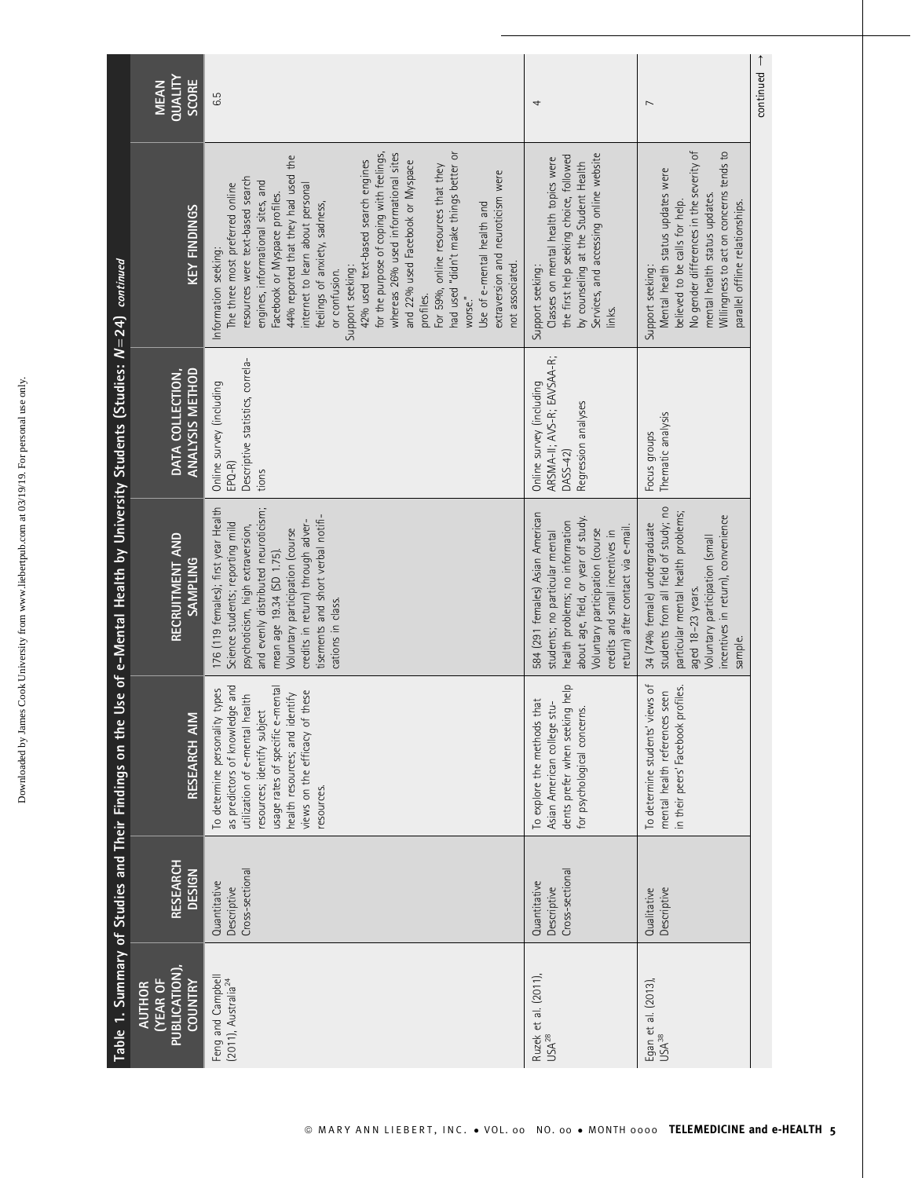Table 1. Summary of Studies and Their Findings on the Use of e-Mental Health by University Students (Studies: $N=24$) *continued*

| AUTHOR (YEAR OF PUBLICATION), COUNTRY | RESEARCH DESIGN | RESEARCH AIM | RECRUITMENT AND SAMPLING | DATA COLLECTION, ANALYSIS METHOD | KEY FINDINGS | MEAN QUALITY SCORE |
|---|---|---|---|---|---|---|
| Feng and Campbell (2011), Australia[24] | Quantitative Descriptive Cross-sectional | To determine personality types as predictors of knowledge and utilization of e-mental health resources; identify subject usage rates of specific e-mental health resources; and identify views on the efficacy of these resources. | 176 (119 females); first year Health Science students; reporting mild psychoticism, high extraversion, and evenly distributed neuroticism; mean age 19.34 (SD 1.75). Voluntary participation (course credits in return) through advertisements and short verbal notifications in class. | Online survey (including EPQ-R) Descriptive statistics, correlations | Information seeking: The three most preferred online resources were text-based search engines, informational sites, and Facebook or Myspace profiles. 44% reported that they had used the internet to learn about personal feelings of anxiety, sadness, or confusion. Support seeking: 42% used text-based search engines for the purpose of coping with feelings, whereas 26% used informational sites and 22% used Facebook or Myspace profiles. For 59%, online resources that they had used "didn't make things better or worse." Use of e-mental health and extraversion and neuroticism were not associated. | 6.5 |
| Ruzek et al. (2011), USA[28] | Quantitative Descriptive Cross-sectional | To explore the methods that Asian American college students prefer when seeking help for psychological concerns. | 584 (291 females) Asian American students; no particular mental health problems; no information about age, field, or year of study. Voluntary participation (course credits and small incentives in return) after contact via e-mail. | Online survey (including ARSMA-II; AVS-R; EAVSAA-R; DASS-42) Regression analyses | Support seeking: Classes on mental health topics were the first help seeking choice, followed by counseling at the Student Health Services, and accessing online website links. | 4 |
| Egan et al. (2013), USA[38] | Qualitative Descriptive | To determine students' views of mental health references seen in their peers' Facebook profiles. | 34 (74% female) undergraduate students from all field of study; no particular mental health problems; aged 18–23 years. Voluntary participation (small incentives in return), convenience sample. | Focus groups Thematic analysis | Support seeking: Mental health status updates were believed to be calls for help. No gender differences in the severity of mental health status updates. Willingness to act on concerns tends to parallel offline relationships. | 7 |

continued →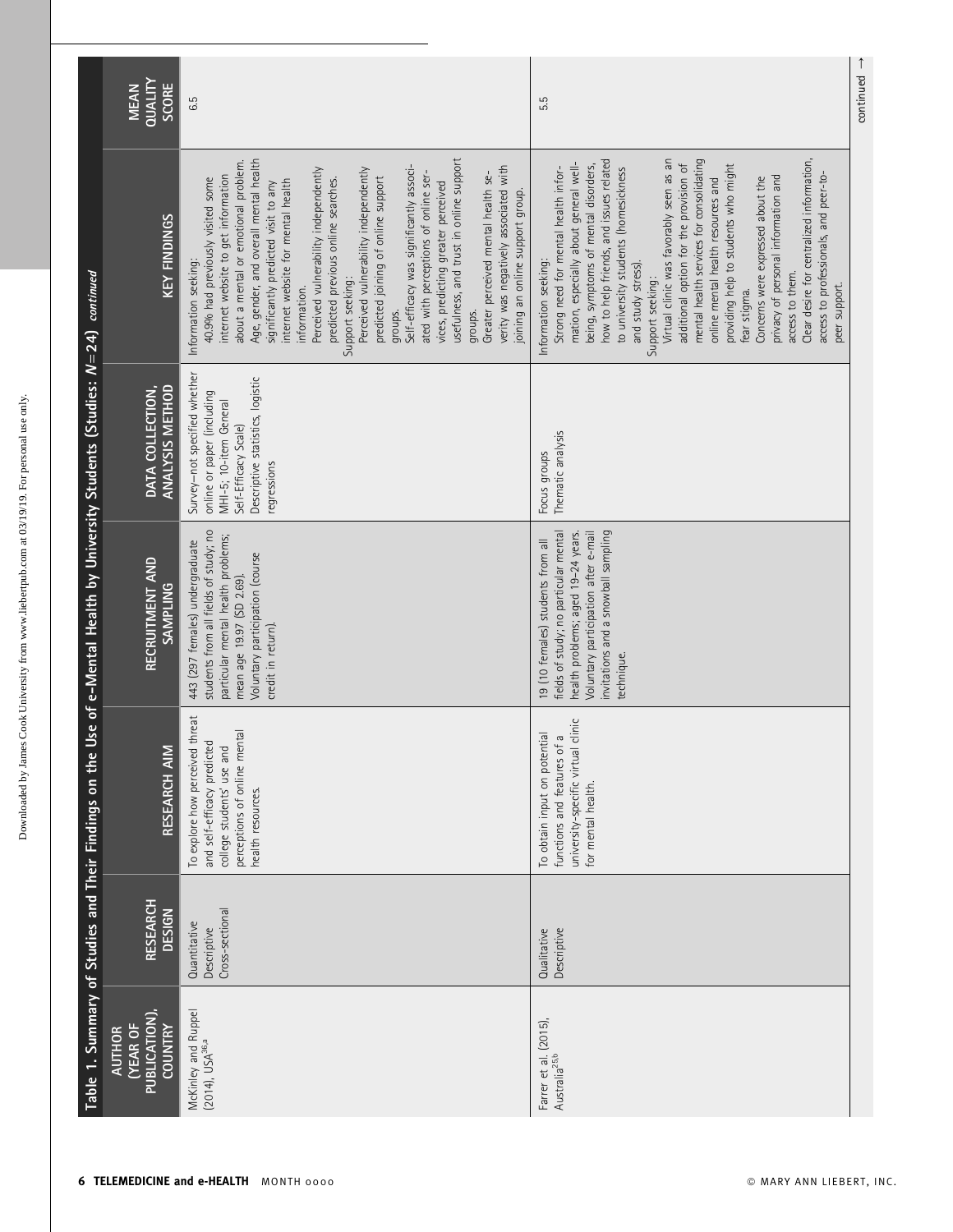Table 1. Summary of Studies and Their Findings on the Use of e-Mental Health by University Students (Studies: $N=24$) *continued*

| AUTHOR (YEAR OF PUBLICATION), COUNTRY | RESEARCH DESIGN | RESEARCH AIM | RECRUITMENT AND SAMPLING | DATA COLLECTION, ANALYSIS METHOD | KEY FINDINGS | MEAN QUALITY SCORE |
|---|---|---|---|---|---|---|
| McKinley and Ruppel (2014), USA[36,a] | Quantitative Descriptive Cross-sectional | To explore how perceived threat and self-efficacy predicted college students' use and perceptions of online mental health resources. | 443 (297 females) undergraduate students from all fields of study; no particular mental health problems; mean age 19.97 (SD 2.69). Voluntary participation (course credit in return). | Survey—not specified whether online or paper (including MHI-5; 10-item General Self-Efficacy Scale) Descriptive statistics, logistic regressions | Information seeking: 40.9% had previously visited some internet website to get information about a mental or emotional problem. Age, gender, and overall mental health significantly predicted visit to any internet website for mental health information. Perceived vulnerability independently predicted previous online searches. Support seeking: Perceived vulnerability independently predicted joining of online support groups. Self-efficacy was significantly associated with perceptions of online services, predicting greater perceived usefulness, and trust in online support groups. Greater perceived mental health severity was negatively associated with joining an online support group. | 6.5 |
| Farrer et al. (2015), Australia[25,b] | Qualitative Descriptive | To obtain input on potential functions and features of a university-specific virtual clinic for mental health. | 19 (10 females) students from all fields of study; no particular mental health problems; aged 19–24 years. Voluntary participation after e-mail invitations and a snowball sampling technique. | Focus groups Thematic analysis | Information seeking: Strong need for mental health information, especially about general well-being, symptoms of mental disorders, how to help friends, and issues related to university students (homesickness and study stress). Support seeking: Virtual clinic was favorably seen as an additional option for the provision of mental health services for consolidating online mental health resources and providing help to students who might fear stigma. Concerns were expressed about the privacy of personal information and access to them. Clear desire for centralized information, access to professionals, and peer-to-peer support. | 5.5 |

continued →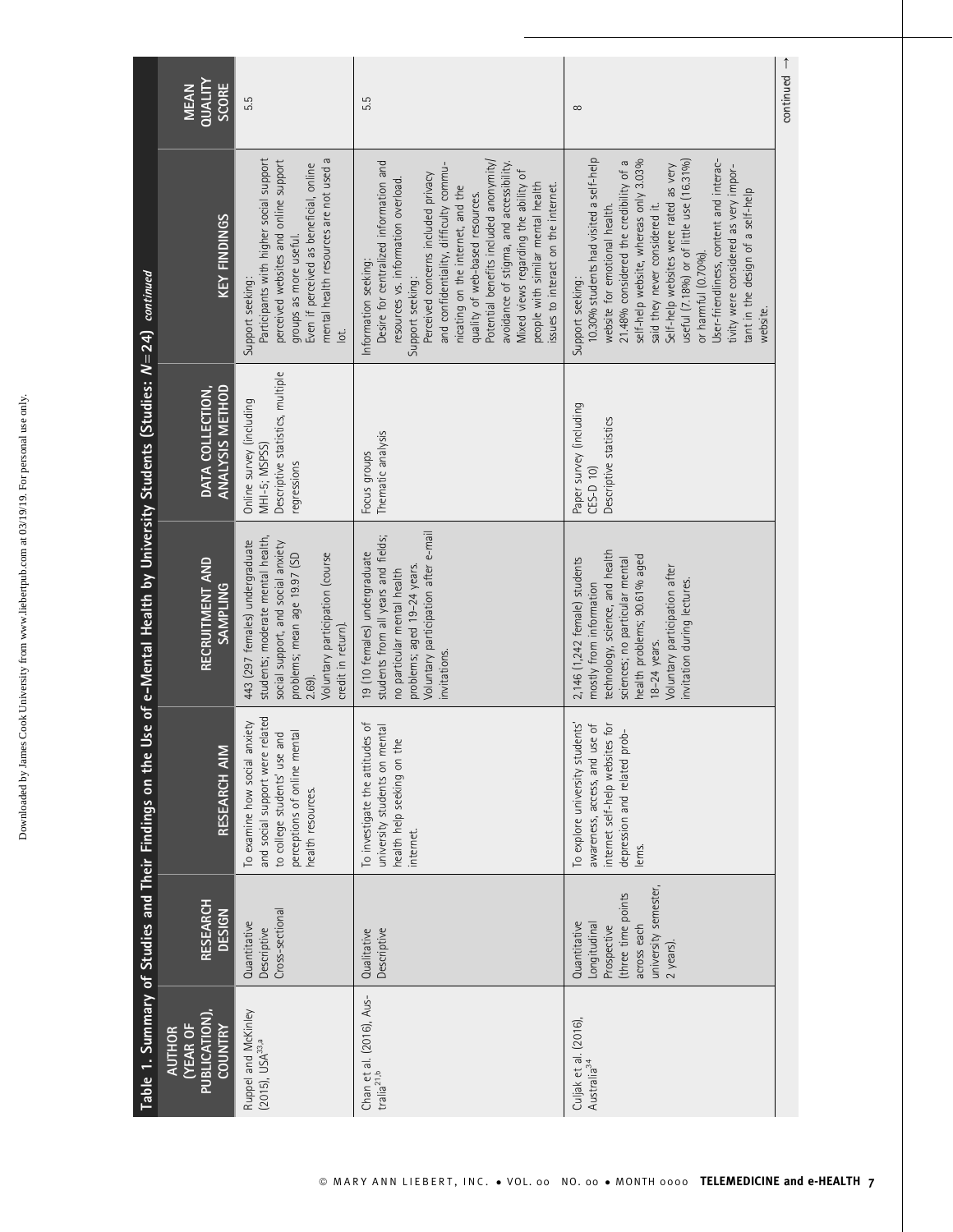Table 1. Summary of Studies and Their Findings on the Use of e-Mental Health by University Students (Studies: $N=24$) *continued*

| AUTHOR (YEAR OF PUBLICATION), COUNTRY | RESEARCH DESIGN | RESEARCH AIM | RECRUITMENT AND SAMPLING | DATA COLLECTION, ANALYSIS METHOD | KEY FINDINGS | MEAN QUALITY SCORE |
|---|---|---|---|---|---|---|
| Ruppel and McKinley (2015), USA[33,a] | Quantitative Descriptive Cross-sectional | To examine how social anxiety and social support were related to college students' use and perceptions of online mental health resources. | 443 (297 females) undergraduate students; moderate mental health, social support, and social anxiety problems; mean age 19.97 (SD 2.69). Voluntary participation (course credit in return). | Online survey (including MHI-5; MSPSS) Descriptive statistics, multiple regressions | Support seeking: Participants with higher social support perceived websites and online support groups as more useful. Even if perceived as beneficial, online mental health resources are not used a lot. | 5.5 |
| Chan et al. (2016), Australia[21,b] | Qualitative Descriptive | To investigate the attitudes of university students on mental health help seeking on the internet. | 19 (10 females) undergraduate students from all years and fields; no particular mental health problems; aged 19–24 years. Voluntary participation after e-mail invitations. | Focus groups Thematic analysis | Information seeking: Desire for centralized information and resources vs. information overload. Support seeking: Perceived concerns included privacy and confidentiality, difficulty communicating on the internet, and the quality of web-based resources. Potential benefits included anonymity/avoidance of stigma, and accessibility. Mixed views regarding the ability of people with similar mental health issues to interact on the internet. | 5.5 |
| Culjak et al. (2016), Australia[34] | Quantitative Longitudinal Prospective (three time points across each university semester, 2 years). | To explore university students' awareness, access, and use of internet self-help websites for depression and related problems. | 2,146 (1,242 female) students mostly from information technology, science, and health sciences; no particular mental health problems; 90.61% aged 18–24 years. Voluntary participation after invitation during lectures. | Paper survey (including CES-D 10) Descriptive statistics | Support seeking: 10.30% students had visited a self-help website for emotional health. 21.48% considered the credibility of a self-help website, whereas only 3.03% said they never considered it. Self-help websites were rated as very useful (7.18%) or of little use (16.31%) or harmful (0.70%). User-friendliness, content and interactivity were considered as very important in the design of a self-help website. | 8 |

continued →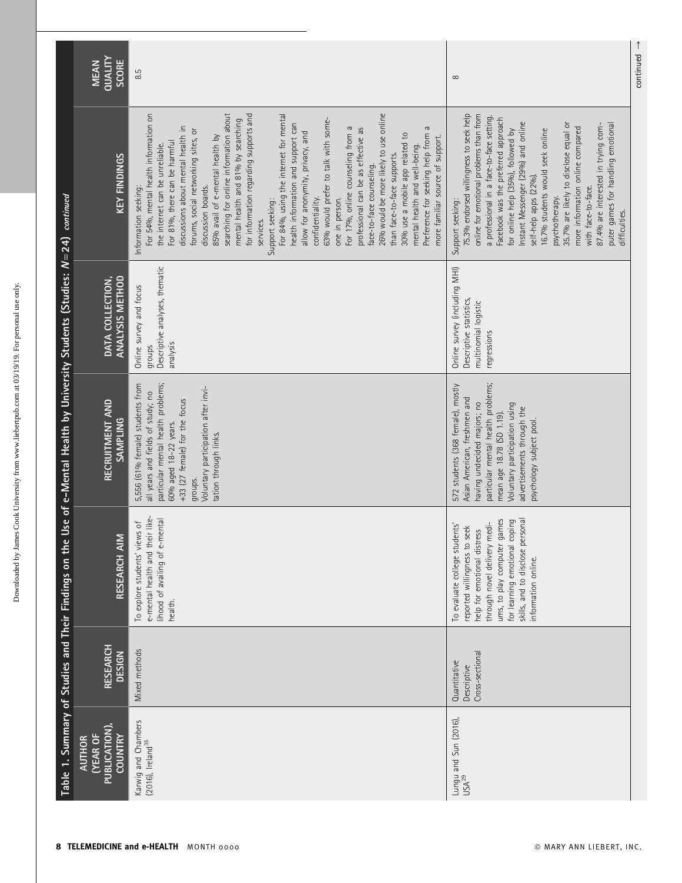Table 1. Summary of Studies and Their Findings on the Use of e-Mental Health by University Students (Studies: $N=24$) *continued*

| AUTHOR (YEAR OF PUBLICATION), COUNTRY | RESEARCH DESIGN | RESEARCH AIM | RECRUITMENT AND SAMPLING | DATA COLLECTION, ANALYSIS METHOD | KEY FINDINGS | MEAN QUALITY SCORE |
|---|---|---|---|---|---|---|
| Karwig and Chambers (2016), Ireland[35] | Mixed methods | To explore students' views of e-mental health and their likelihood of availing of e-mental health. | 5,556 (61% female) students from all years and fields of study; no particular mental health problems; 60% aged 18–22 years. +33 (27 female) for the focus groups. Voluntary participation after invitation through links. | Online survey and focus groups Descriptive analyses, thematic analysis | Information seeking: For 54%, mental health information on the internet can be unreliable. For 81%, there can be harmful discussions about mental health in forums, social networking sites, or discussion boards. 85% avail of e-mental health by searching for online information about mental health and 81% by searching for information regarding supports and services. Support seeking: For 84%, using the internet for mental health information and support can allow for anonymity, privacy, and confidentiality. 63% would prefer to talk with someone in person. For 17%, online counseling from a professional can be as effective as face-to-face counseling. 26% would be more likely to use online than face-to-face supports. 30% use a mobile app related to mental health and well-being. Preference for seeking help from a more familiar source of support. | 8.5 |
| Lungu and Sun (2016), USA[29] | Quantitative Descriptive Cross-sectional | To evaluate college students' reported willingness to seek help for emotional distress through novel delivery media, to play computer games for learning emotional coping skills, and to disclose personal information online. | 572 students (368 female), mostly Asian American, freshmen and having undecided majors; no particular mental health problems; mean age 18.78 (SD 1.19). Voluntary participation using advertisements through the psychology subject pool. | Online survey (including MHI) Descriptive statistics, multinomial logistic regressions | Support seeking: 75.3% endorsed willingness to seek help online for emotional problems than from a professional in a face-to-face setting. Facebook was the preferred approach for online help (35%), followed by Instant Messenger (29%) and online self-help apps (22%). 16.7% students would seek online psychotherapy. 35.7% are likely to disclose equal or more information online compared with face-to-face. 87.4% are interested in trying computer games for handling emotional difficulties. | 8 |

continued →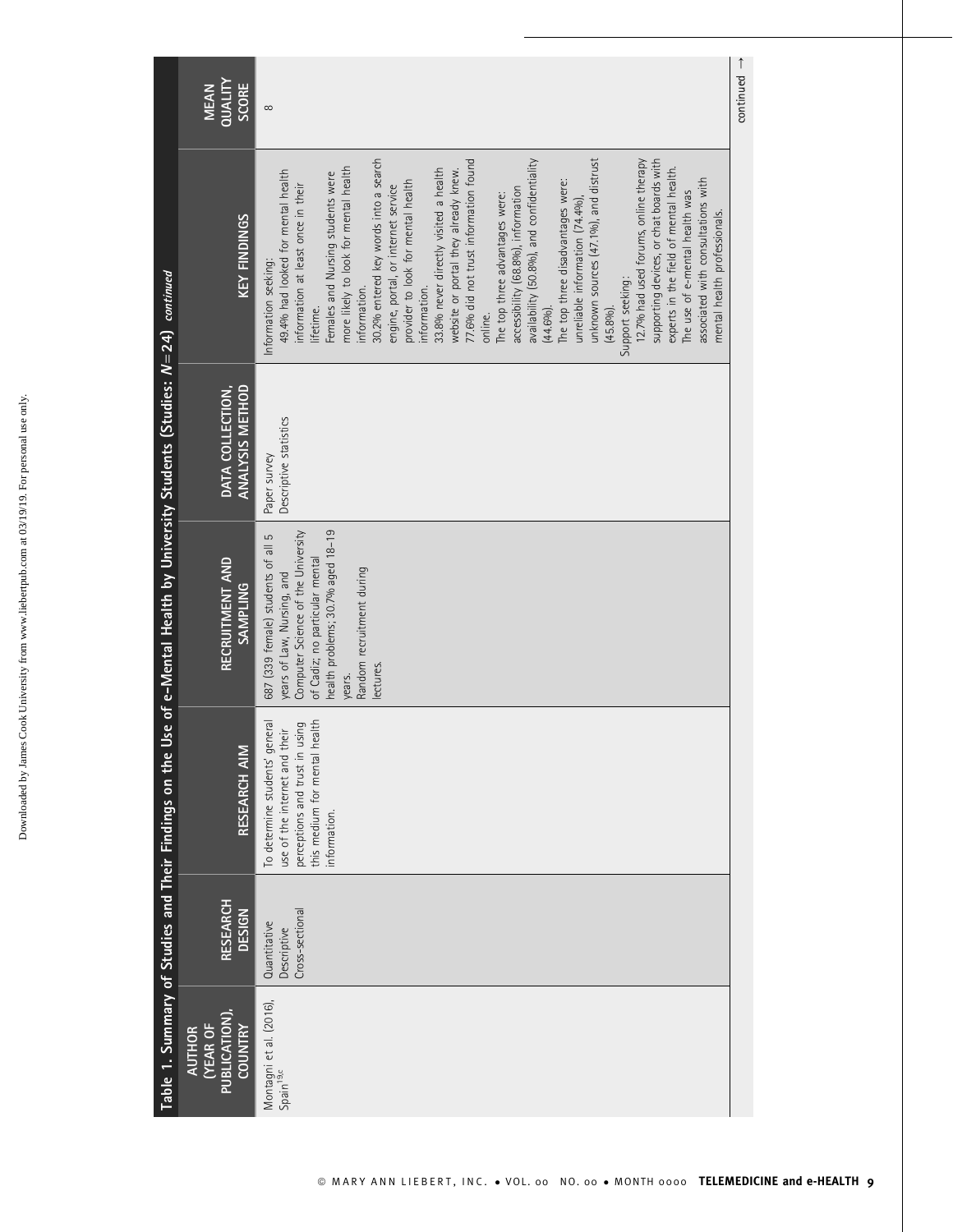Table 1. Summary of Studies and Their Findings on the Use of e-Mental Health by University Students (Studies: $N=24$) *continued*

| AUTHOR (YEAR OF PUBLICATION), COUNTRY | RESEARCH DESIGN | RESEARCH AIM | RECRUITMENT AND SAMPLING | DATA COLLECTION, ANALYSIS METHOD | KEY FINDINGS | MEAN QUALITY SCORE |
|---|---|---|---|---|---|---|
| Montagni et al. (2016), Spain[19c] | Quantitative Descriptive Cross-sectional | To determine students' general use of the internet and their perceptions and trust in using this medium for mental health information. | 687 (339 female) students of all 5 years of Law, Nursing, and Computer Science of the University of Cadiz; no particular mental health problems; 30.7% aged 18–19 years. Random recruitment during lectures. | Paper survey Descriptive statistics | Information seeking: 49.4% had looked for mental health information at least once in their lifetime. Females and Nursing students were more likely to look for mental health information. 30.2% entered key words into a search engine, portal, or internet service provider to look for mental health information. 33.8% never directly visited a health website or portal they already knew. 77.6% did not trust information found online. The top three advantages were: accessibility (68.8%), information availability (50.8%), and confidentiality (44.6%). The top three disadvantages were: unreliable information (74.4%), unknown sources (47.1%), and distrust (45.8%). Support seeking: 12.7% had used forums, online therapy supporting devices, or chat boards with experts in the field of mental health. The use of e-mental health was associated with consultations with mental health professionals. | 8 |

continued →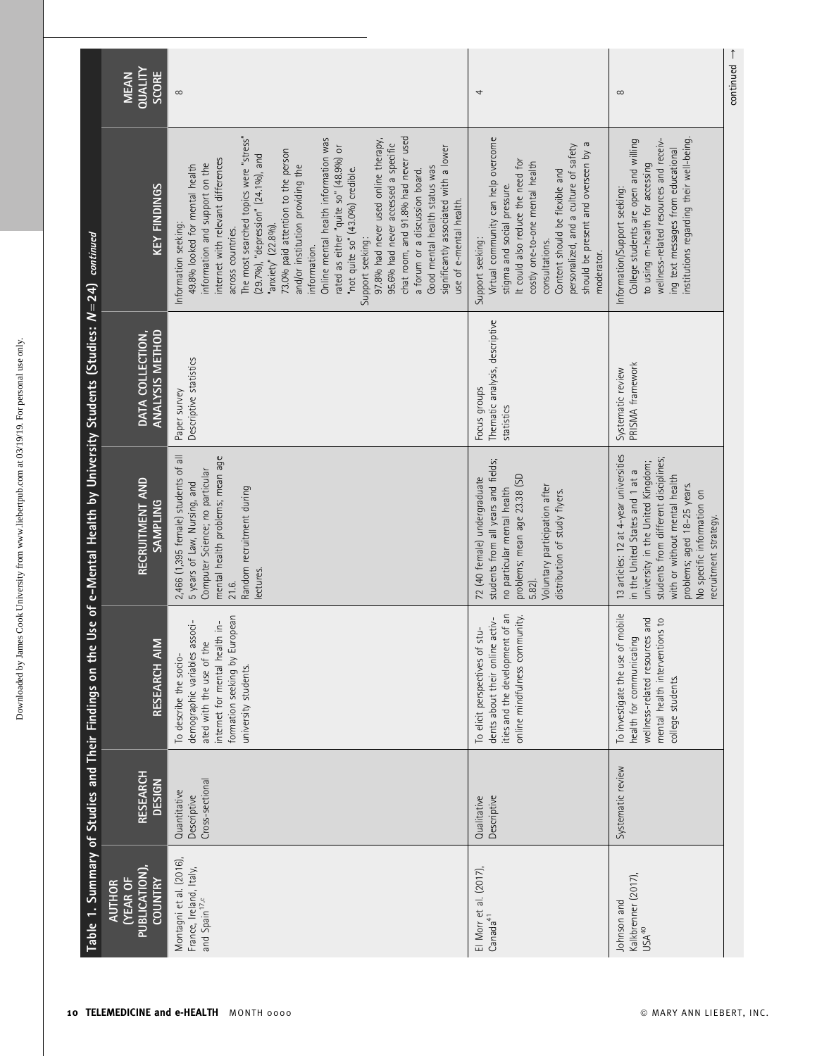Table 1. Summary of Studies and Their Findings on the Use of e-Mental Health by University Students (Studies: $N=24$) *continued*

| AUTHOR (YEAR OF PUBLICATION), COUNTRY | RESEARCH DESIGN | RESEARCH AIM | RECRUITMENT AND SAMPLING | DATA COLLECTION, ANALYSIS METHOD | KEY FINDINGS | MEAN QUALITY SCORE |
|---|---|---|---|---|---|---|
| Montagni et al. (2016), France, Ireland, Italy, and Spain[17,c] | Quantitative Descriptive Cross-sectional | To describe the socio-demographic variables associated with the use of the internet for mental health information seeking by European university students. | 2,466 (1,395 female) students of all 5 years of Law, Nursing, and Computer Science; no particular mental health problems; mean age 21.6. Random recruitment during lectures. | Paper survey Descriptive statistics | Information seeking: 49.8% looked for mental health information and support on the internet with relevant differences across countries. The most searched topics were "stress" (29.7%), "depression" (24.1%), and "anxiety" (22.8%). 73.0% paid attention to the person and/or institution providing the information. Online mental health information was rated as either "quite so" (48.9%) or "not quite so" (43.0%) credible. Support seeking: 97.8% had never used online therapy, 95.6% had never accessed a specific chat room, and 91.8% had never used a forum or a discussion board. Good mental health status was significantly associated with a lower use of e-mental health. | 8 |
| El Morr et al. (2017), Canada[41] | Qualitative Descriptive | To elicit perspectives of students about their online activities and the development of an online mindfulness community. | 72 (40 female) undergraduate students from all years and fields; no particular mental health problems; mean age 23.38 (SD 5.82). Voluntary participation after distribution of study flyers. | Focus groups Thematic analysis, descriptive statistics | Support seeking: Virtual community can help overcome stigma and social pressure. It could also reduce the need for costly one-to-one mental health consultations. Content should be flexible and personalized, and a culture of safety should be present and overseen by a moderator. | 4 |
| Johnson and Kalkbrenner (2017), USA[40] | Systematic review | To investigate the use of mobile health for communicating wellness-related resources and mental health interventions to college students. | 13 articles: 12 at 4-year universities in the United States and 1 at a university in the United Kingdom; students from different disciplines; with or without mental health problems; aged 18–25 years. No specific information on recruitment strategy. | Systematic review PRISMA framework | Information/Support seeking: College students are open and willing to using m-health for accessing wellness-related resources and receiving text messages from educational institutions regarding their well-being. | 8 |

continued →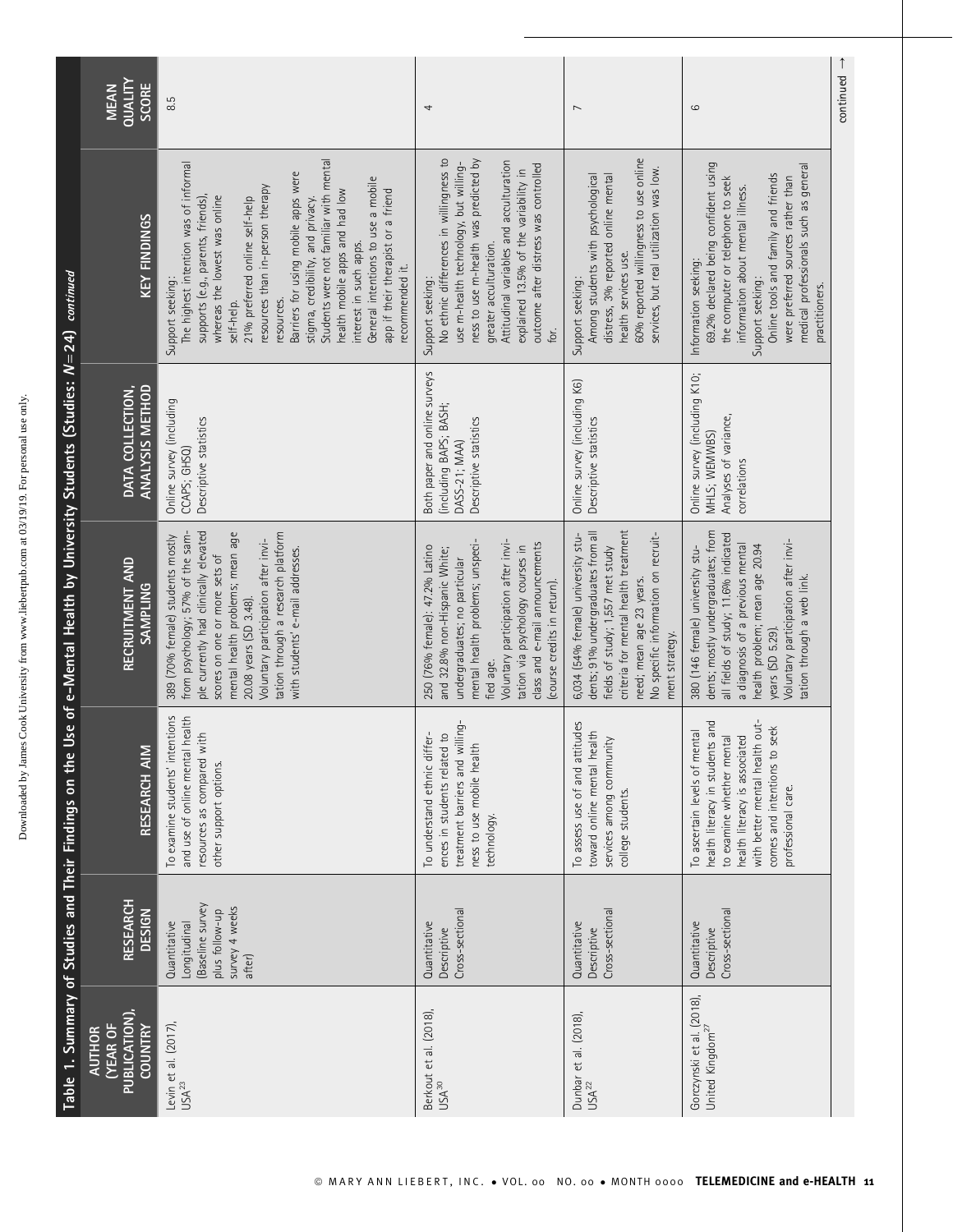**Table 1. Summary of Studies and Their Findings on the Use of e-Mental Health by University Students (Studies: $N=24$)** *continued*

| AUTHOR (YEAR OF PUBLICATION), COUNTRY | RESEARCH DESIGN | RESEARCH AIM | RECRUITMENT AND SAMPLING | DATA COLLECTION, ANALYSIS METHOD | KEY FINDINGS | MEAN QUALITY SCORE |
|---|---|---|---|---|---|---|
| Levin et al. (2017), USA[23] | Quantitative Longitudinal (Baseline survey plus follow-up survey 4 weeks after) | To examine students' intentions and use of online mental health resources as compared with other support options. | 389 (70% female) students mostly from psychology; 57% of the sample currently had clinically elevated scores on one or more sets of mental health problems; mean age 20.08 years (SD 3.48). Voluntary participation after invitation through a research platform with students' e-mail addresses. | Online survey (including CCAPS; GHSQ) Descriptive statistics | Support seeking: The highest intention was of informal supports (e.g., parents, friends), whereas the lowest was online self-help. 21% preferred online self-help resources than in-person therapy resources. Barriers for using mobile apps were stigma, credibility, and privacy. Students were not familiar with mental health mobile apps and had low interest in such apps. General intentions to use a mobile app if their therapist or a friend recommended it. | 8.5 |
| Berkout et al. (2018), USA[30] | Quantitative Descriptive Cross-sectional | To understand ethnic differences in students related to treatment barriers and willingness to use mobile health technology. | 250 (76% female): 47.2% Latino and 32.8% non-Hispanic White; undergraduates; no particular mental health problems; unspecified age. Voluntary participation after invitation via psychology courses in class and e-mail announcements (course credits in return). | Both paper and online surveys (including BAPS; BASH; DASS-21; MAA) Descriptive statistics | Support seeking: No ethnic differences in willingness to use m-health technology, but willingness to use m-health was predicted by greater acculturation. Attitudinal variables and acculturation explained 13.5% of the variability in outcome after distress was controlled for. | 4 |
| Dunbar et al. (2018), USA[22] | Quantitative Descriptive Cross-sectional | To assess use of and attitudes toward online mental health services among community college students. | 6,034 (54% female) university students; 91% undergraduates from all fields of study; 1,557 met study criteria for mental health treatment need; mean age 23 years. No specific information on recruitment strategy. | Online survey (including K6) Descriptive statistics | Support seeking: Among students with psychological distress, 3% reported online mental health services use. 60% reported willingness to use online services, but real utilization was low. | 7 |
| Gorczynski et al. (2018), United Kingdom[27] | Quantitative Descriptive Cross-sectional | To ascertain levels of mental health literacy in students and to examine whether mental health literacy is associated with better mental health outcomes and intentions to seek professional care. | 380 (146 female) university students; mostly undergraduates; from all fields of study; 11.6% indicated a diagnosis of a previous mental health problem; mean age 20.94 years (SD 5.29). Voluntary participation after invitation through a web link. | Online survey (including K10; MHLS; WEMWBS) Analyses of variance, correlations | Information seeking: 69.2% declared being confident using the computer or telephone to seek information about mental illness. Support seeking: Online tools and family and friends were preferred sources rather than medical professionals such as general practitioners. | 6 |

continued →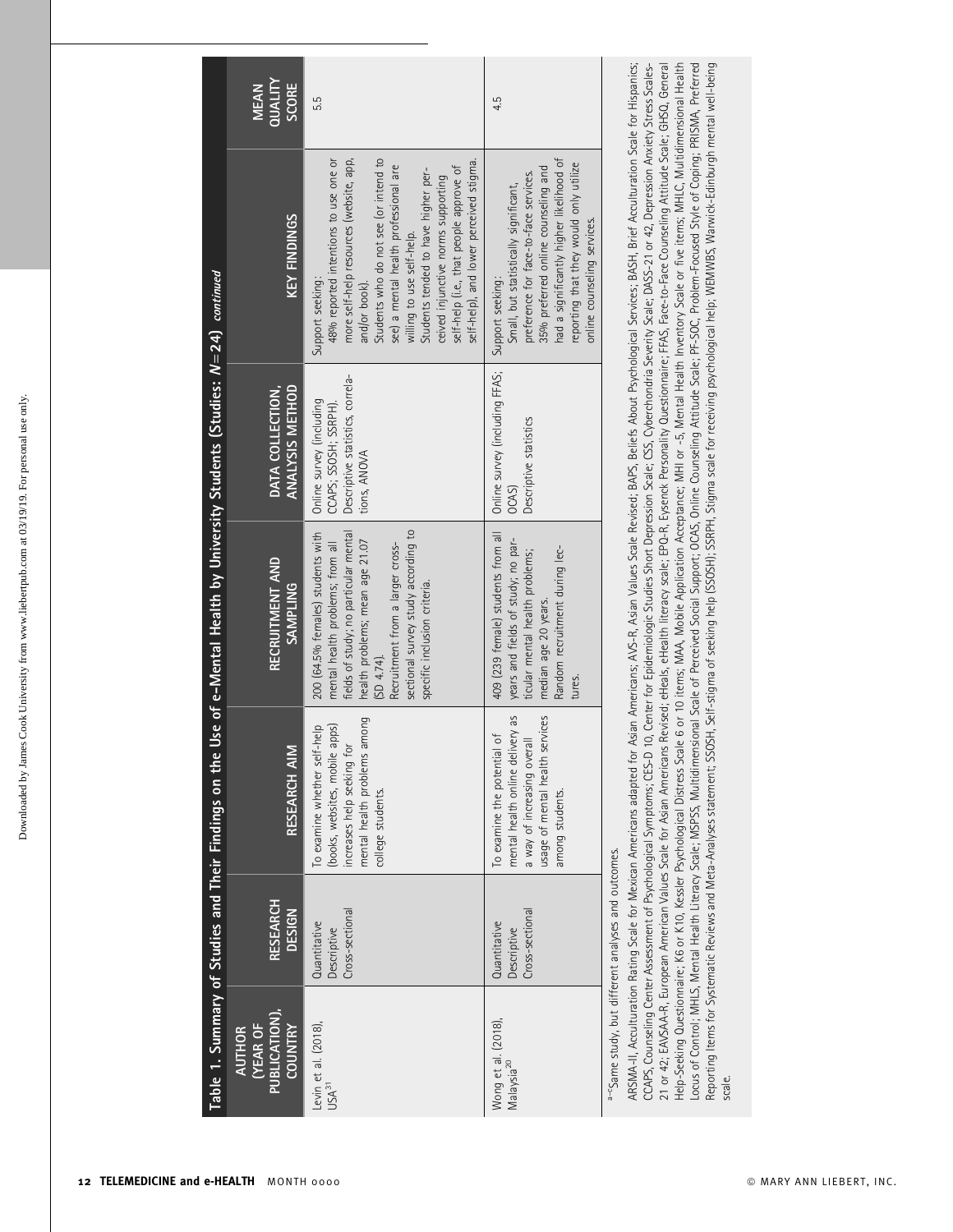Table 1. Summary of Studies and Their Findings on the Use of e-Mental Health by University Students (Studies: $N=24$) *continued*

| AUTHOR (YEAR OF PUBLICATION), COUNTRY | RESEARCH DESIGN | RESEARCH AIM | RECRUITMENT AND SAMPLING | DATA COLLECTION, ANALYSIS METHOD | KEY FINDINGS | MEAN QUALITY SCORE |
|---|---|---|---|---|---|---|
| Levin et al. (2018), USA[31] | Quantitative Descriptive Cross-sectional | To examine whether self-help (books, websites, mobile apps) increases help seeking for mental health problems among college students. | 200 (64.5% females) students with mental health problems; from all fields of study; no particular mental health problems; mean age 21.07 (SD 4.74). Recruitment from a larger cross-sectional survey study according to specific inclusion criteria. | Online survey (including CCAPS; SSOSH; SSRPH). Descriptive statistics, correlations, ANOVA | Support seeking: 48% reported intentions to use one or more self-help resources (website, app, and/or book). Students who do not see (or intend to see) a mental health professional are willing to use self-help. Students tended to have higher perceived injunctive norms supporting self-help (i.e., that people approve of self-help), and lower perceived stigma. | 5.5 |
| Wong et al. (2018), Malaysia[20] | Quantitative Descriptive Cross-sectional | To examine the potential of mental health online delivery as a way of increasing overall usage of mental health services among students. | 409 (239 female) students from all years and fields of study; no particular mental health problems; median age 20 years. Random recruitment during lectures. | Online survey (including FFAS; OCAS) Descriptive statistics | Support seeking: Small, but statistically significant, preference for face-to-face services. 35% preferred online counseling and had a significantly higher likelihood of reporting that they would only utilize online counseling services. | 4.5 |

[a–c]Same study, but different analyses and outcomes.

ARSMA-II, Acculturation Rating Scale for Mexican Americans adapted for Asian Americans; AVS-R, Asian Values Scale Revised; BAPS, Beliefs About Psychological Services; BASH, Brief Acculturation Scale for Hispanics; CCAPS, Counseling Center Assessment of Psychological Symptoms; CES-D 10, Center for Epidemiologic Studies Short Depression Scale; CSS, Cyberchondria Severity Scale; DASS-21 or 42, Depression Anxiety Stress Scales-21 or 42; EAVSAA-R, European American Values Scale for Asian Americans Revised; eHeals, eHealth literacy scale; EPQ-R, Eysenck Personality Questionnaire; FFAS, Face-to-Face Counseling Attitude Scale; GHSQ, General Help-Seeking Questionnaire; K6 or K10, Kessler Psychological Distress Scale 6 or 10 items; MAA, Mobile Application Acceptance; MHI or -5, Mental Health Inventory Scale or five items; MHLC, Multidimensional Health Locus of Control; MHLS, Mental Health Literacy Scale; MSPSS, Multidimensional Scale of Perceived Social Support; OCAS, Online Counseling Attitude Scale; PF-SOC, Problem-Focused Style of Coping; PRISMA, Preferred Reporting Items for Systematic Reviews and Meta-Analyses statement; SSOSH, Self-stigma of seeking help (SSOSH); SSRPH, Stigma scale for receiving psychological help; WEMWBS, Warwick-Edinburgh mental well-being scale.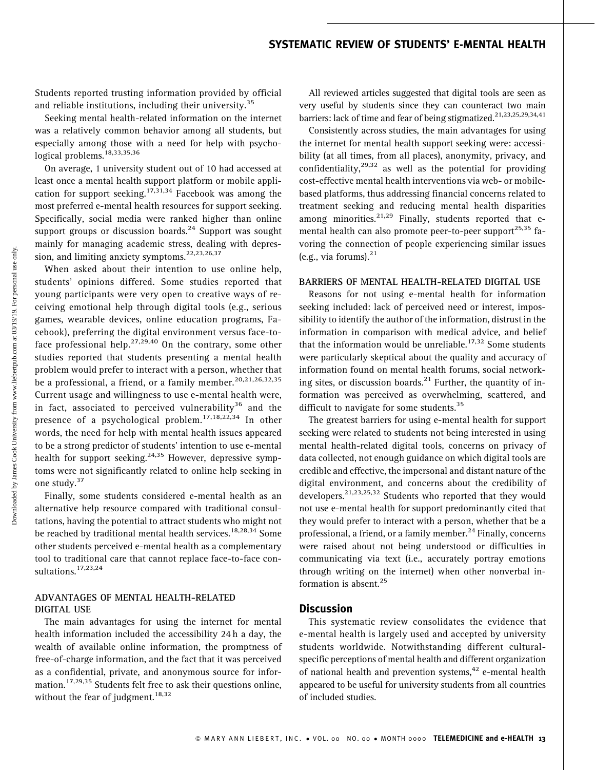Students reported trusting information provided by official and reliable institutions, including their university.[35]

Seeking mental health-related information on the internet was a relatively common behavior among all students, but especially among those with a need for help with psychological problems.[18,33,35,36]

On average, 1 university student out of 10 had accessed at least once a mental health support platform or mobile application for support seeking.[17,31,34] Facebook was among the most preferred e-mental health resources for support seeking. Specifically, social media were ranked higher than online support groups or discussion boards.[24] Support was sought mainly for managing academic stress, dealing with depression, and limiting anxiety symptoms.[22,23,26,37]

When asked about their intention to use online help, students' opinions differed. Some studies reported that young participants were very open to creative ways of receiving emotional help through digital tools (e.g., serious games, wearable devices, online education programs, Facebook), preferring the digital environment versus face-to-face professional help.[27,29,40] On the contrary, some other studies reported that students presenting a mental health problem would prefer to interact with a person, whether that be a professional, a friend, or a family member.[20,21,26,32,35] Current usage and willingness to use e-mental health were, in fact, associated to perceived vulnerability[36] and the presence of a psychological problem.[17,18,22,34] In other words, the need for help with mental health issues appeared to be a strong predictor of students' intention to use e-mental health for support seeking.[24,35] However, depressive symptoms were not significantly related to online help seeking in one study.[37]

Finally, some students considered e-mental health as an alternative help resource compared with traditional consultations, having the potential to attract students who might not be reached by traditional mental health services.[18,28,34] Some other students perceived e-mental health as a complementary tool to traditional care that cannot replace face-to-face consultations.[17,23,24]

### ADVANTAGES OF MENTAL HEALTH-RELATED DIGITAL USE

The main advantages for using the internet for mental health information included the accessibility 24 h a day, the wealth of available online information, the promptness of free-of-charge information, and the fact that it was perceived as a confidential, private, and anonymous source for information.[17,29,35] Students felt free to ask their questions online, without the fear of judgment.[18,32]

All reviewed articles suggested that digital tools are seen as very useful by students since they can counteract two main barriers: lack of time and fear of being stigmatized.[21,23,25,29,34,41]

Consistently across studies, the main advantages for using the internet for mental health support seeking were: accessibility (at all times, from all places), anonymity, privacy, and confidentiality,[29,32] as well as the potential for providing cost-effective mental health interventions via web- or mobile-based platforms, thus addressing financial concerns related to treatment seeking and reducing mental health disparities among minorities.[21,29] Finally, students reported that e-mental health can also promote peer-to-peer support[25,35] favoring the connection of people experiencing similar issues (e.g., via forums).[21]

### BARRIERS OF MENTAL HEALTH-RELATED DIGITAL USE

Reasons for not using e-mental health for information seeking included: lack of perceived need or interest, impossibility to identify the author of the information, distrust in the information in comparison with medical advice, and belief that the information would be unreliable.[17,32] Some students were particularly skeptical about the quality and accuracy of information found on mental health forums, social networking sites, or discussion boards.[21] Further, the quantity of information was perceived as overwhelming, scattered, and difficult to navigate for some students.[35]

The greatest barriers for using e-mental health for support seeking were related to students not being interested in using mental health-related digital tools, concerns on privacy of data collected, not enough guidance on which digital tools are credible and effective, the impersonal and distant nature of the digital environment, and concerns about the credibility of developers.[21,23,25,32] Students who reported that they would not use e-mental health for support predominantly cited that they would prefer to interact with a person, whether that be a professional, a friend, or a family member.[24] Finally, concerns were raised about not being understood or difficulties in communicating via text (i.e., accurately portray emotions through writing on the internet) when other nonverbal information is absent.[25]

## Discussion

This systematic review consolidates the evidence that e-mental health is largely used and accepted by university students worldwide. Notwithstanding different cultural-specific perceptions of mental health and different organization of national health and prevention systems,[42] e-mental health appeared to be useful for university students from all countries of included studies.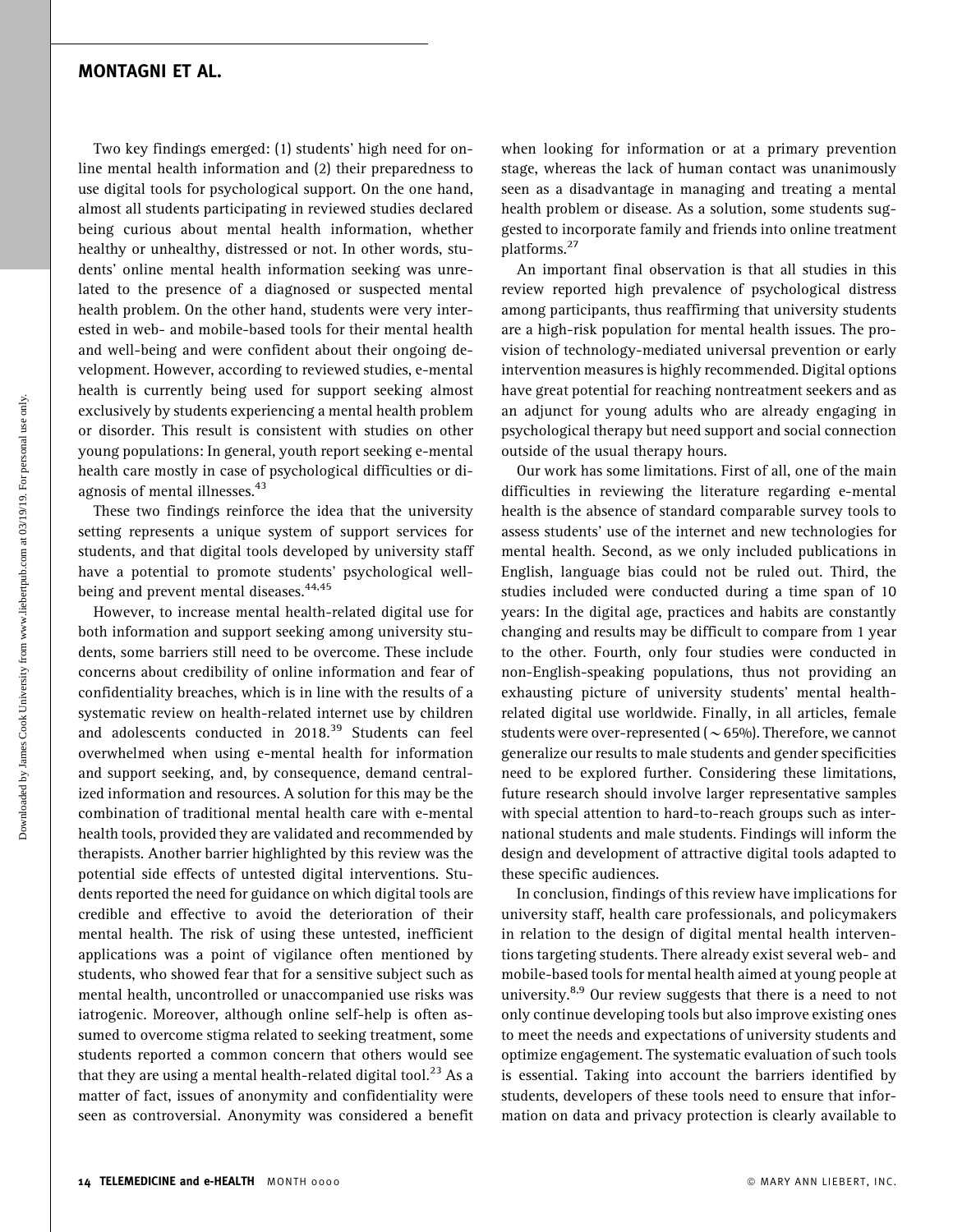Two key findings emerged: (1) students' high need for online mental health information and (2) their preparedness to use digital tools for psychological support. On the one hand, almost all students participating in reviewed studies declared being curious about mental health information, whether healthy or unhealthy, distressed or not. In other words, students' online mental health information seeking was unrelated to the presence of a diagnosed or suspected mental health problem. On the other hand, students were very interested in web- and mobile-based tools for their mental health and well-being and were confident about their ongoing development. However, according to reviewed studies, e-mental health is currently being used for support seeking almost exclusively by students experiencing a mental health problem or disorder. This result is consistent with studies on other young populations: In general, youth report seeking e-mental health care mostly in case of psychological difficulties or diagnosis of mental illnesses.[43]

These two findings reinforce the idea that the university setting represents a unique system of support services for students, and that digital tools developed by university staff have a potential to promote students' psychological well-being and prevent mental diseases.[44,45]

However, to increase mental health-related digital use for both information and support seeking among university students, some barriers still need to be overcome. These include concerns about credibility of online information and fear of confidentiality breaches, which is in line with the results of a systematic review on health-related internet use by children and adolescents conducted in 2018.[39] Students can feel overwhelmed when using e-mental health for information and support seeking, and, by consequence, demand centralized information and resources. A solution for this may be the combination of traditional mental health care with e-mental health tools, provided they are validated and recommended by therapists. Another barrier highlighted by this review was the potential side effects of untested digital interventions. Students reported the need for guidance on which digital tools are credible and effective to avoid the deterioration of their mental health. The risk of using these untested, inefficient applications was a point of vigilance often mentioned by students, who showed fear that for a sensitive subject such as mental health, uncontrolled or unaccompanied use risks was iatrogenic. Moreover, although online self-help is often assumed to overcome stigma related to seeking treatment, some students reported a common concern that others would see that they are using a mental health-related digital tool.[23] As a matter of fact, issues of anonymity and confidentiality were seen as controversial. Anonymity was considered a benefit when looking for information or at a primary prevention stage, whereas the lack of human contact was unanimously seen as a disadvantage in managing and treating a mental health problem or disease. As a solution, some students suggested to incorporate family and friends into online treatment platforms.[27]

An important final observation is that all studies in this review reported high prevalence of psychological distress among participants, thus reaffirming that university students are a high-risk population for mental health issues. The provision of technology-mediated universal prevention or early intervention measures is highly recommended. Digital options have great potential for reaching nontreatment seekers and as an adjunct for young adults who are already engaging in psychological therapy but need support and social connection outside of the usual therapy hours.

Our work has some limitations. First of all, one of the main difficulties in reviewing the literature regarding e-mental health is the absence of standard comparable survey tools to assess students' use of the internet and new technologies for mental health. Second, as we only included publications in English, language bias could not be ruled out. Third, the studies included were conducted during a time span of 10 years: In the digital age, practices and habits are constantly changing and results may be difficult to compare from 1 year to the other. Fourth, only four studies were conducted in non-English-speaking populations, thus not providing an exhausting picture of university students' mental health-related digital use worldwide. Finally, in all articles, female students were over-represented ($\sim$65%). Therefore, we cannot generalize our results to male students and gender specificities need to be explored further. Considering these limitations, future research should involve larger representative samples with special attention to hard-to-reach groups such as international students and male students. Findings will inform the design and development of attractive digital tools adapted to these specific audiences.

In conclusion, findings of this review have implications for university staff, health care professionals, and policymakers in relation to the design of digital mental health interventions targeting students. There already exist several web- and mobile-based tools for mental health aimed at young people at university.[8,9] Our review suggests that there is a need to not only continue developing tools but also improve existing ones to meet the needs and expectations of university students and optimize engagement. The systematic evaluation of such tools is essential. Taking into account the barriers identified by students, developers of these tools need to ensure that information on data and privacy protection is clearly available to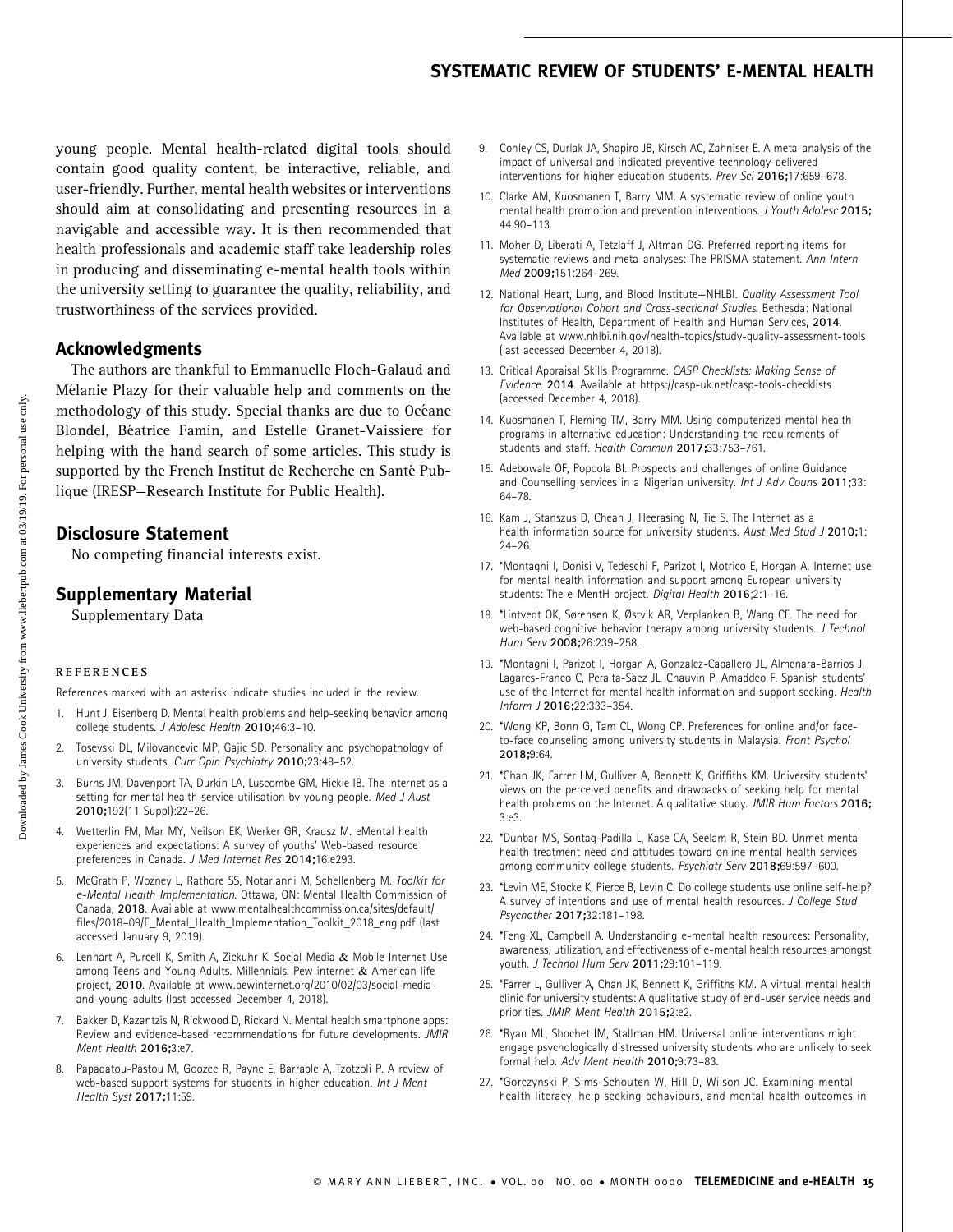young people. Mental health-related digital tools should contain good quality content, be interactive, reliable, and user-friendly. Further, mental health websites or interventions should aim at consolidating and presenting resources in a navigable and accessible way. It is then recommended that health professionals and academic staff take leadership roles in producing and disseminating e-mental health tools within the university setting to guarantee the quality, reliability, and trustworthiness of the services provided.

## Acknowledgments

The authors are thankful to Emmanuelle Floch-Galaud and Mélanie Plazy for their valuable help and comments on the methodology of this study. Special thanks are due to Océane Blondel, Béatrice Famin, and Estelle Granet-Vaissiere for helping with the hand search of some articles. This study is supported by the French Institut de Recherche en Santé Publique (IRESP—Research Institute for Public Health).

## Disclosure Statement

No competing financial interests exist.

## Supplementary Material

Supplementary Data

### REFERENCES

References marked with an asterisk indicate studies included in the review.

1. Hunt J, Eisenberg D. Mental health problems and help-seeking behavior among college students. *J Adolesc Health* **2010;**46:3–10.
2. Tosevski DL, Milovancevic MP, Gajic SD. Personality and psychopathology of university students. *Curr Opin Psychiatry* **2010;**23:48–52.
3. Burns JM, Davenport TA, Durkin LA, Luscombe GM, Hickie IB. The internet as a setting for mental health service utilisation by young people. *Med J Aust* **2010;**192(11 Suppl):22–26.
4. Wetterlin FM, Mar MY, Neilson EK, Werker GR, Krausz M. eMental health experiences and expectations: A survey of youths' Web-based resource preferences in Canada. *J Med Internet Res* **2014;**16:e293.
5. McGrath P, Wozney L, Rathore SS, Notarianni M, Schellenberg M. *Toolkit for e-Mental Health Implementation*. Ottawa, ON: Mental Health Commission of Canada, **2018**. Available at www.mentalhealthcommission.ca/sites/default/files/2018-09/E_Mental_Health_Implementation_Toolkit_2018_eng.pdf (last accessed January 9, 2019).
6. Lenhart A, Purcell K, Smith A, Zickuhr K. Social Media & Mobile Internet Use among Teens and Young Adults. Millennials. Pew internet & American life project, **2010**. Available at www.pewinternet.org/2010/02/03/social-media-and-young-adults (last accessed December 4, 2018).
7. Bakker D, Kazantzis N, Rickwood D, Rickard N. Mental health smartphone apps: Review and evidence-based recommendations for future developments. *JMIR Ment Health* **2016;**3:e7.
8. Papadatou-Pastou M, Goozee R, Payne E, Barrable A, Tzotzoli P. A review of web-based support systems for students in higher education. *Int J Ment Health Syst* **2017;**11:59.
9. Conley CS, Durlak JA, Shapiro JB, Kirsch AC, Zahniser E. A meta-analysis of the impact of universal and indicated preventive technology-delivered interventions for higher education students. *Prev Sci* **2016;**17:659–678.
10. Clarke AM, Kuosmanen T, Barry MM. A systematic review of online youth mental health promotion and prevention interventions. *J Youth Adolesc* **2015;** 44:90–113.
11. Moher D, Liberati A, Tetzlaff J, Altman DG. Preferred reporting items for systematic reviews and meta-analyses: The PRISMA statement. *Ann Intern Med* **2009;**151:264–269.
12. National Heart, Lung, and Blood Institute—NHLBI. *Quality Assessment Tool for Observational Cohort and Cross-sectional Studies*. Bethesda: National Institutes of Health, Department of Health and Human Services, **2014**. Available at www.nhlbi.nih.gov/health-topics/study-quality-assessment-tools (last accessed December 4, 2018).
13. Critical Appraisal Skills Programme. *CASP Checklists: Making Sense of Evidence*. **2014**. Available at https://casp-uk.net/casp-tools-checklists (accessed December 4, 2018).
14. Kuosmanen T, Fleming TM, Barry MM. Using computerized mental health programs in alternative education: Understanding the requirements of students and staff. *Health Commun* **2017;**33:753–761.
15. Adebowale OF, Popoola BI. Prospects and challenges of online Guidance and Counselling services in a Nigerian university. *Int J Adv Couns* **2011;**33: 64–78.
16. Kam J, Stanszus D, Cheah J, Heerasing N, Tie S. The Internet as a health information source for university students. *Aust Med Stud J* **2010;**1: 24–26.
17. *Montagni I, Donisi V, Tedeschi F, Parizot I, Motrico E, Horgan A. Internet use for mental health information and support among European university students: The e-MentH project. *Digital Health* **2016;**2:1–16.
18. *Lintvedt OK, Sørensen K, Østvik AR, Verplanken B, Wang CE. The need for web-based cognitive behavior therapy among university students. *J Technol Hum Serv* **2008;**26:239–258.
19. *Montagni I, Parizot I, Horgan A, Gonzalez-Caballero JL, Almenara-Barrios J, Lagares-Franco C, Peralta-Sàez JL, Chauvin P, Amaddeo F. Spanish students' use of the Internet for mental health information and support seeking. *Health Inform J* **2016;**22:333–354.
20. *Wong KP, Bonn G, Tam CL, Wong CP. Preferences for online and/or face-to-face counseling among university students in Malaysia. *Front Psychol* **2018;**9:64.
21. *Chan JK, Farrer LM, Gulliver A, Bennett K, Griffiths KM. University students' views on the perceived benefits and drawbacks of seeking help for mental health problems on the Internet: A qualitative study. *JMIR Hum Factors* **2016;** 3:e3.
22. *Dunbar MS, Sontag-Padilla L, Kase CA, Seelam R, Stein BD. Unmet mental health treatment need and attitudes toward online mental health services among community college students. *Psychiatr Serv* **2018;**69:597–600.
23. *Levin ME, Stocke K, Pierce B, Levin C. Do college students use online self-help? A survey of intentions and use of mental health resources. *J College Stud Psychother* **2017;**32:181–198.
24. *Feng XL, Campbell A. Understanding e-mental health resources: Personality, awareness, utilization, and effectiveness of e-mental health resources amongst youth. *J Technol Hum Serv* **2011;**29:101–119.
25. *Farrer L, Gulliver A, Chan JK, Bennett K, Griffiths KM. A virtual mental health clinic for university students: A qualitative study of end-user service needs and priorities. *JMIR Ment Health* **2015;**2:e2.
26. *Ryan ML, Shochet IM, Stallman HM. Universal online interventions might engage psychologically distressed university students who are unlikely to seek formal help. *Adv Ment Health* **2010;**9:73–83.
27. *Gorczynski P, Sims-Schouten W, Hill D, Wilson JC. Examining mental health literacy, help seeking behaviours, and mental health outcomes in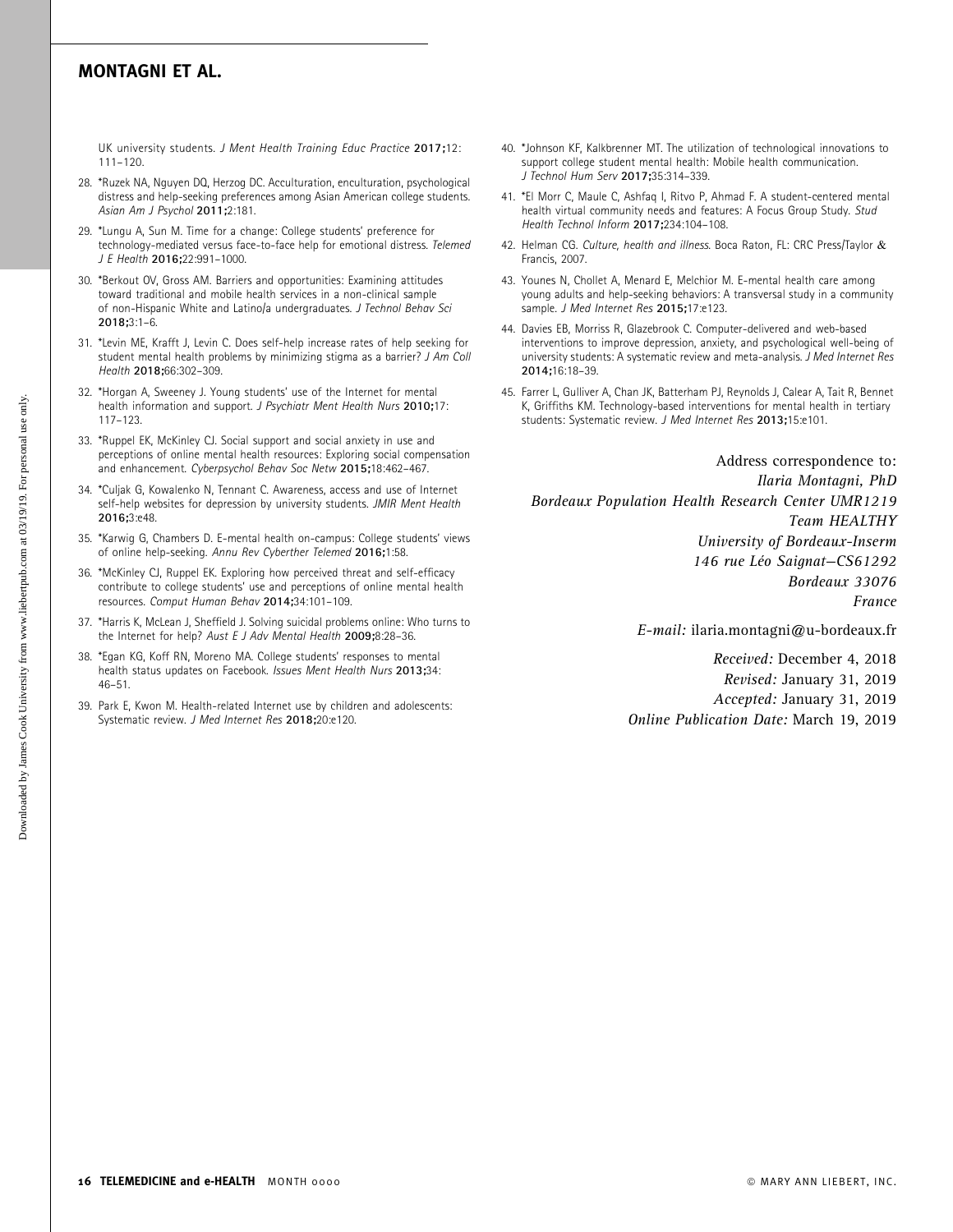UK university students. *J Ment Health Training Educ Practice* **2017;**12: 111–120.

28. *Ruzek NA, Nguyen DQ, Herzog DC. Acculturation, enculturation, psychological distress and help-seeking preferences among Asian American college students. *Asian Am J Psychol* **2011;**2:181.
29. *Lungu A, Sun M. Time for a change: College students' preference for technology-mediated versus face-to-face help for emotional distress. *Telemed J E Health* **2016;**22:991–1000.
30. *Berkout OV, Gross AM. Barriers and opportunities: Examining attitudes toward traditional and mobile health services in a non-clinical sample of non-Hispanic White and Latino/a undergraduates. *J Technol Behav Sci* **2018;**3:1–6.
31. *Levin ME, Krafft J, Levin C. Does self-help increase rates of help seeking for student mental health problems by minimizing stigma as a barrier? *J Am Coll Health* **2018;**66:302–309.
32. *Horgan A, Sweeney J. Young students' use of the Internet for mental health information and support. *J Psychiatr Ment Health Nurs* **2010;**17: 117–123.
33. *Ruppel EK, McKinley CJ. Social support and social anxiety in use and perceptions of online mental health resources: Exploring social compensation and enhancement. *Cyberpsychol Behav Soc Netw* **2015;**18:462–467.
34. *Culjak G, Kowalenko N, Tennant C. Awareness, access and use of Internet self-help websites for depression by university students. *JMIR Ment Health* **2016;**3:e48.
35. *Karwig G, Chambers D. E-mental health on-campus: College students' views of online help-seeking. *Annu Rev Cyberther Telemed* **2016;**1:58.
36. *McKinley CJ, Ruppel EK. Exploring how perceived threat and self-efficacy contribute to college students' use and perceptions of online mental health resources. *Comput Human Behav* **2014;**34:101–109.
37. *Harris K, McLean J, Sheffield J. Solving suicidal problems online: Who turns to the Internet for help? *Aust E J Adv Mental Health* **2009;**8:28–36.
38. *Egan KG, Koff RN, Moreno MA. College students' responses to mental health status updates on Facebook. *Issues Ment Health Nurs* **2013;**34: 46–51.
39. Park E, Kwon M. Health-related Internet use by children and adolescents: Systematic review. *J Med Internet Res* **2018;**20:e120.
40. *Johnson KF, Kalkbrenner MT. The utilization of technological innovations to support college student mental health: Mobile health communication. *J Technol Hum Serv* **2017;**35:314–339.
41. *El Morr C, Maule C, Ashfaq I, Ritvo P, Ahmad F. A student-centered mental health virtual community needs and features: A Focus Group Study. *Stud Health Technol Inform* **2017;**234:104–108.
42. Helman CG. *Culture, health and illness.* Boca Raton, FL: CRC Press/Taylor & Francis, 2007.
43. Younes N, Chollet A, Menard E, Melchior M. E-mental health care among young adults and help-seeking behaviors: A transversal study in a community sample. *J Med Internet Res* **2015;**17:e123.
44. Davies EB, Morriss R, Glazebrook C. Computer-delivered and web-based interventions to improve depression, anxiety, and psychological well-being of university students: A systematic review and meta-analysis. *J Med Internet Res* **2014;**16:18–39.
45. Farrer L, Gulliver A, Chan JK, Batterham PJ, Reynolds J, Calear A, Tait R, Bennet K, Griffiths KM. Technology-based interventions for mental health in tertiary students: Systematic review. *J Med Internet Res* **2013;**15:e101.

Address correspondence to:
*Ilaria Montagni, PhD*
*Bordeaux Population Health Research Center UMR1219*
*Team HEALTHY*
*University of Bordeaux-Inserm*
*146 rue Léo Saignat–CS61292*
*Bordeaux 33076*
*France*

*E-mail:* ilaria.montagni@u-bordeaux.fr

*Received:* December 4, 2018
*Revised:* January 31, 2019
*Accepted:* January 31, 2019
*Online Publication Date:* March 19, 2019